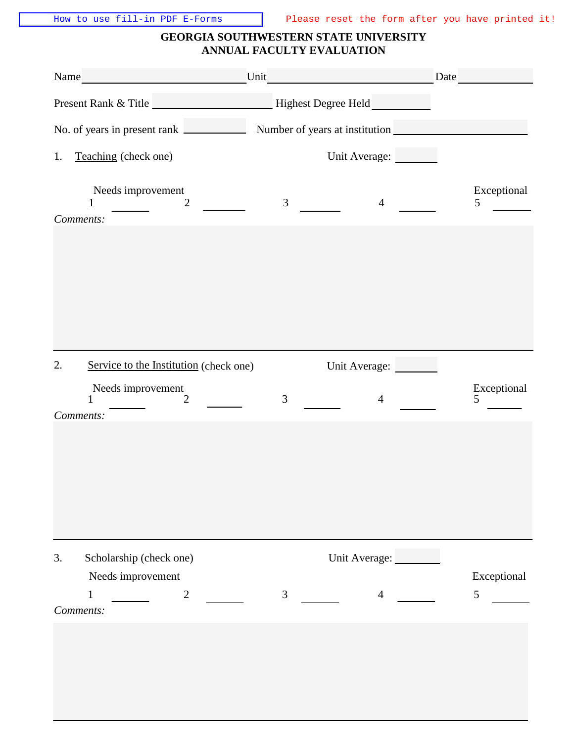How to use fill-in PDF E-Forms

Please reset the form after you have printed it!

# GEORGIA SOUTHWESTERN STATE UNIVERSITY
# ANNUAL FACULTY EVALUATION

Name ____________________ Unit ____________________ Date __________

Present Rank & Title ____________________ Highest Degree Held __________

No. of years in present rank __________ Number of years at institution ____________________

1. Teaching (check one) Unit Average: ______

Needs improvement ... Exceptional

1 ______ 2 ______ 3 ______ 4 ______ 5 ______

*Comments:*

2. Service to the Institution (check one) Unit Average: ______

Needs improvement ... Exceptional

1 ______ 2 ______ 3 ______ 4 ______ 5 ______

*Comments:*

3. Scholarship (check one) Unit Average: ______

Needs improvement ... Exceptional

1 ______ 2 ______ 3 ______ 4 ______ 5 ______

*Comments:*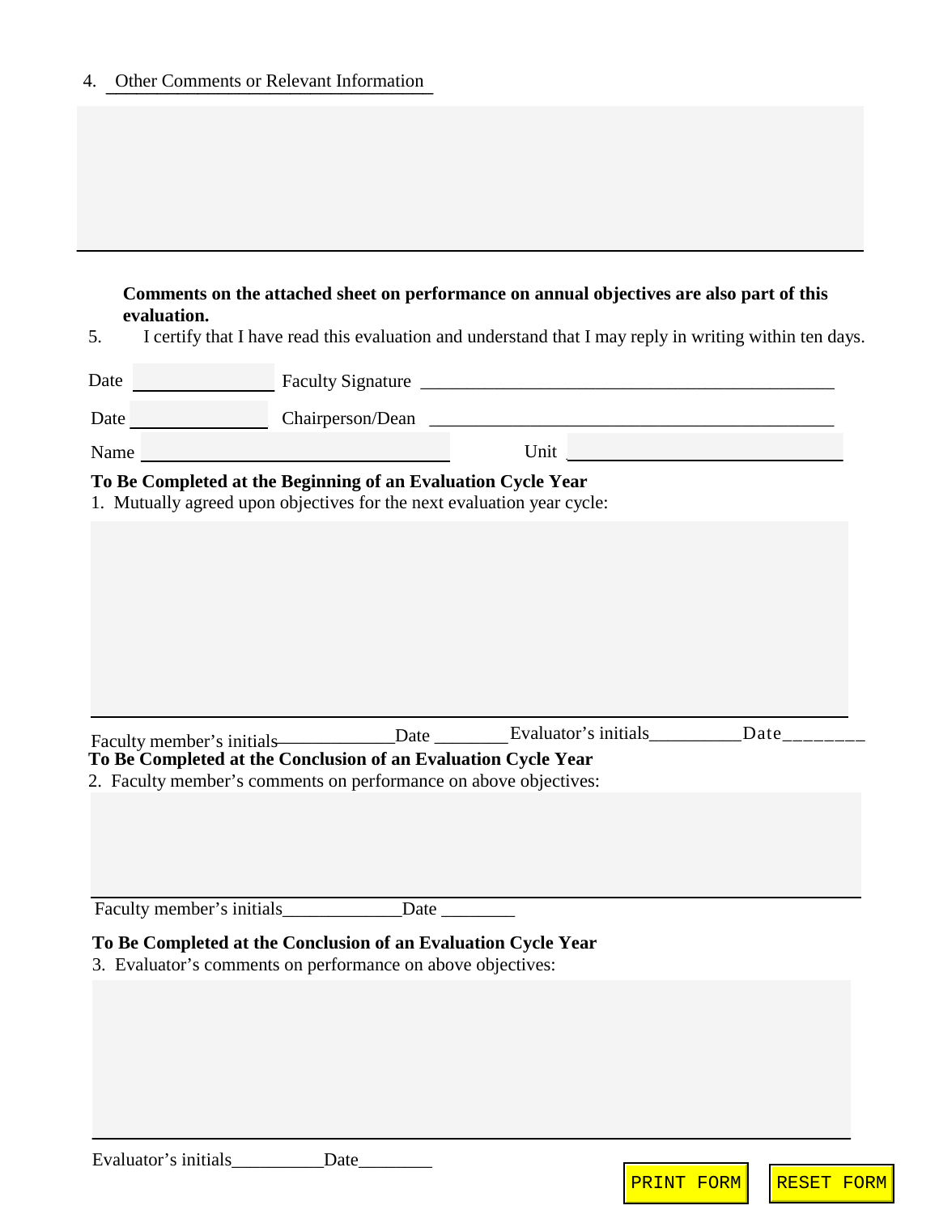4. Other Comments or Relevant Information

**Comments on the attached sheet on performance on annual objectives are also part of this evaluation.**

5. I certify that I have read this evaluation and understand that I may reply in writing within ten days.

Date ________________ Faculty Signature ______________________________________________

Date ________________ Chairperson/Dean ______________________________________________

Name ________________________________ Unit ______________________________

**To Be Completed at the Beginning of an Evaluation Cycle Year**

1. Mutually agreed upon objectives for the next evaluation year cycle:

Faculty member's initials_____________Date ________Evaluator's initials__________Date________

**To Be Completed at the Conclusion of an Evaluation Cycle Year**

2. Faculty member's comments on performance on above objectives:

Faculty member's initials_____________Date ________

**To Be Completed at the Conclusion of an Evaluation Cycle Year**

3. Evaluator's comments on performance on above objectives:

Evaluator's initials__________Date________

PRINT FORM RESET FORM